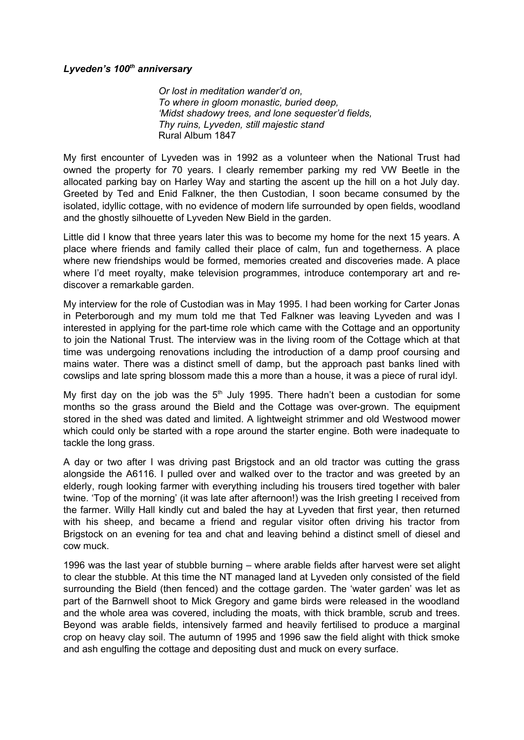***Lyveden's 100th anniversary***

> *Or lost in meditation wander'd on,*
> *To where in gloom monastic, buried deep,*
> *'Midst shadowy trees, and lone sequester'd fields,*
> *Thy ruins, Lyveden, still majestic stand*
> Rural Album 1847

My first encounter of Lyveden was in 1992 as a volunteer when the National Trust had owned the property for 70 years. I clearly remember parking my red VW Beetle in the allocated parking bay on Harley Way and starting the ascent up the hill on a hot July day. Greeted by Ted and Enid Falkner, the then Custodian, I soon became consumed by the isolated, idyllic cottage, with no evidence of modern life surrounded by open fields, woodland and the ghostly silhouette of Lyveden New Bield in the garden.

Little did I know that three years later this was to become my home for the next 15 years. A place where friends and family called their place of calm, fun and togetherness. A place where new friendships would be formed, memories created and discoveries made. A place where I'd meet royalty, make television programmes, introduce contemporary art and re-discover a remarkable garden.

My interview for the role of Custodian was in May 1995. I had been working for Carter Jonas in Peterborough and my mum told me that Ted Falkner was leaving Lyveden and was I interested in applying for the part-time role which came with the Cottage and an opportunity to join the National Trust. The interview was in the living room of the Cottage which at that time was undergoing renovations including the introduction of a damp proof coursing and mains water. There was a distinct smell of damp, but the approach past banks lined with cowslips and late spring blossom made this a more than a house, it was a piece of rural idyl.

My first day on the job was the 5th July 1995. There hadn't been a custodian for some months so the grass around the Bield and the Cottage was over-grown. The equipment stored in the shed was dated and limited. A lightweight strimmer and old Westwood mower which could only be started with a rope around the starter engine. Both were inadequate to tackle the long grass.

A day or two after I was driving past Brigstock and an old tractor was cutting the grass alongside the A6116. I pulled over and walked over to the tractor and was greeted by an elderly, rough looking farmer with everything including his trousers tired together with baler twine. 'Top of the morning' (it was late after afternoon!) was the Irish greeting I received from the farmer. Willy Hall kindly cut and baled the hay at Lyveden that first year, then returned with his sheep, and became a friend and regular visitor often driving his tractor from Brigstock on an evening for tea and chat and leaving behind a distinct smell of diesel and cow muck.

1996 was the last year of stubble burning – where arable fields after harvest were set alight to clear the stubble. At this time the NT managed land at Lyveden only consisted of the field surrounding the Bield (then fenced) and the cottage garden. The 'water garden' was let as part of the Barnwell shoot to Mick Gregory and game birds were released in the woodland and the whole area was covered, including the moats, with thick bramble, scrub and trees. Beyond was arable fields, intensively farmed and heavily fertilised to produce a marginal crop on heavy clay soil. The autumn of 1995 and 1996 saw the field alight with thick smoke and ash engulfing the cottage and depositing dust and muck on every surface.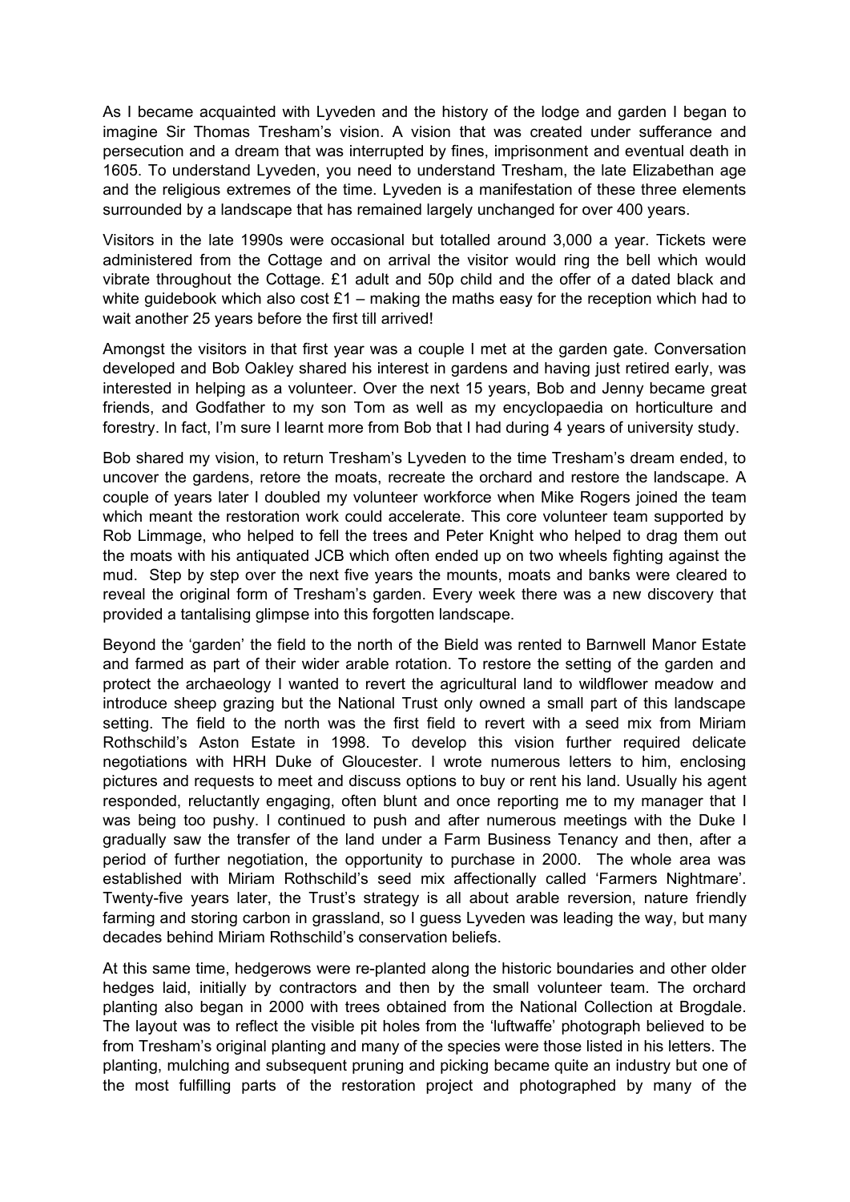As I became acquainted with Lyveden and the history of the lodge and garden I began to imagine Sir Thomas Tresham's vision. A vision that was created under sufferance and persecution and a dream that was interrupted by fines, imprisonment and eventual death in 1605. To understand Lyveden, you need to understand Tresham, the late Elizabethan age and the religious extremes of the time. Lyveden is a manifestation of these three elements surrounded by a landscape that has remained largely unchanged for over 400 years.

Visitors in the late 1990s were occasional but totalled around 3,000 a year. Tickets were administered from the Cottage and on arrival the visitor would ring the bell which would vibrate throughout the Cottage. £1 adult and 50p child and the offer of a dated black and white guidebook which also cost £1 – making the maths easy for the reception which had to wait another 25 years before the first till arrived!

Amongst the visitors in that first year was a couple I met at the garden gate. Conversation developed and Bob Oakley shared his interest in gardens and having just retired early, was interested in helping as a volunteer. Over the next 15 years, Bob and Jenny became great friends, and Godfather to my son Tom as well as my encyclopaedia on horticulture and forestry. In fact, I'm sure I learnt more from Bob that I had during 4 years of university study.

Bob shared my vision, to return Tresham's Lyveden to the time Tresham's dream ended, to uncover the gardens, retore the moats, recreate the orchard and restore the landscape. A couple of years later I doubled my volunteer workforce when Mike Rogers joined the team which meant the restoration work could accelerate. This core volunteer team supported by Rob Limmage, who helped to fell the trees and Peter Knight who helped to drag them out the moats with his antiquated JCB which often ended up on two wheels fighting against the mud. Step by step over the next five years the mounts, moats and banks were cleared to reveal the original form of Tresham's garden. Every week there was a new discovery that provided a tantalising glimpse into this forgotten landscape.

Beyond the 'garden' the field to the north of the Bield was rented to Barnwell Manor Estate and farmed as part of their wider arable rotation. To restore the setting of the garden and protect the archaeology I wanted to revert the agricultural land to wildflower meadow and introduce sheep grazing but the National Trust only owned a small part of this landscape setting. The field to the north was the first field to revert with a seed mix from Miriam Rothschild's Aston Estate in 1998. To develop this vision further required delicate negotiations with HRH Duke of Gloucester. I wrote numerous letters to him, enclosing pictures and requests to meet and discuss options to buy or rent his land. Usually his agent responded, reluctantly engaging, often blunt and once reporting me to my manager that I was being too pushy. I continued to push and after numerous meetings with the Duke I gradually saw the transfer of the land under a Farm Business Tenancy and then, after a period of further negotiation, the opportunity to purchase in 2000. The whole area was established with Miriam Rothschild's seed mix affectionally called 'Farmers Nightmare'. Twenty-five years later, the Trust's strategy is all about arable reversion, nature friendly farming and storing carbon in grassland, so I guess Lyveden was leading the way, but many decades behind Miriam Rothschild's conservation beliefs.

At this same time, hedgerows were re-planted along the historic boundaries and other older hedges laid, initially by contractors and then by the small volunteer team. The orchard planting also began in 2000 with trees obtained from the National Collection at Brogdale. The layout was to reflect the visible pit holes from the 'luftwaffe' photograph believed to be from Tresham's original planting and many of the species were those listed in his letters. The planting, mulching and subsequent pruning and picking became quite an industry but one of the most fulfilling parts of the restoration project and photographed by many of the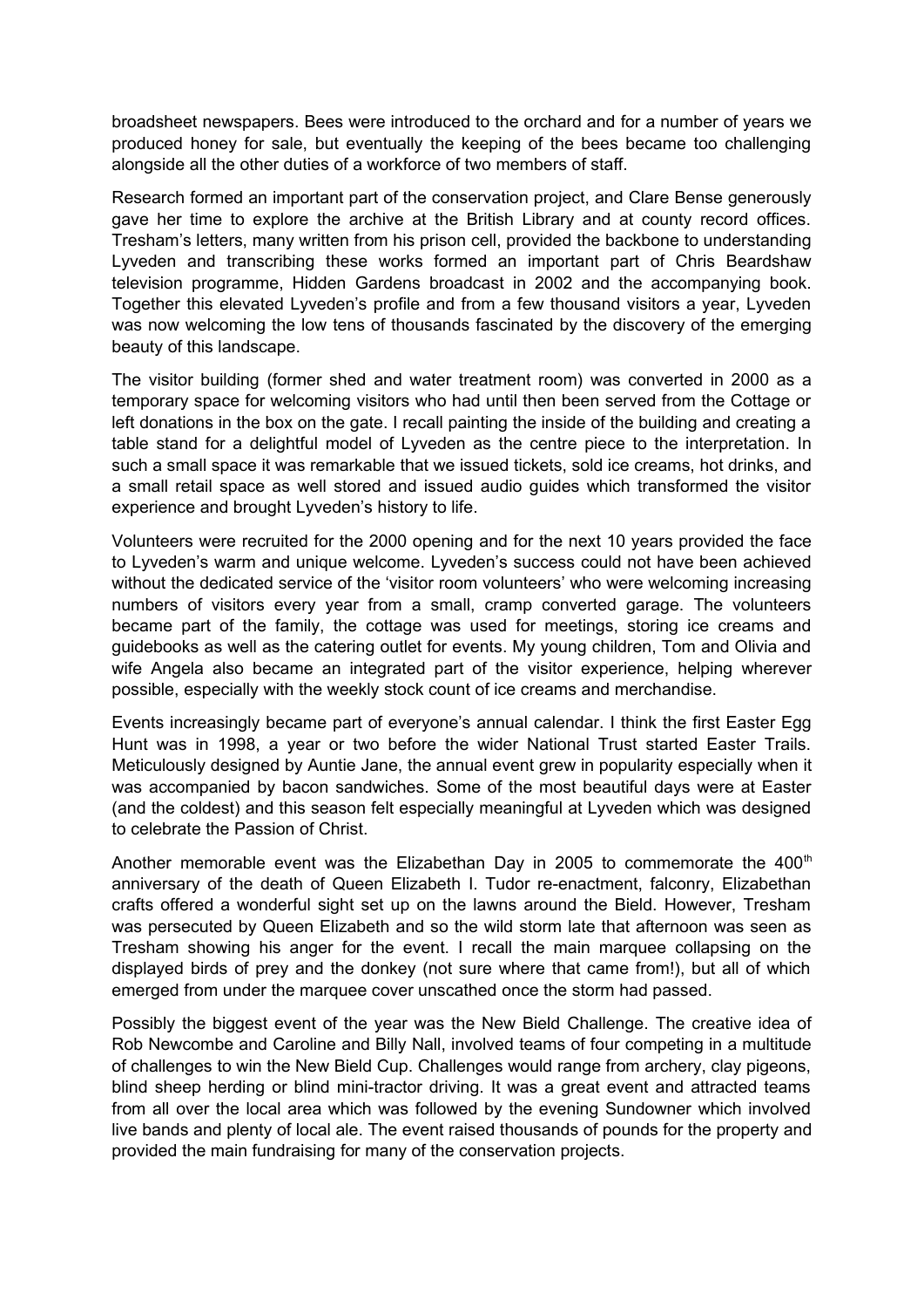broadsheet newspapers. Bees were introduced to the orchard and for a number of years we produced honey for sale, but eventually the keeping of the bees became too challenging alongside all the other duties of a workforce of two members of staff.

Research formed an important part of the conservation project, and Clare Bense generously gave her time to explore the archive at the British Library and at county record offices. Tresham's letters, many written from his prison cell, provided the backbone to understanding Lyveden and transcribing these works formed an important part of Chris Beardshaw television programme, Hidden Gardens broadcast in 2002 and the accompanying book. Together this elevated Lyveden's profile and from a few thousand visitors a year, Lyveden was now welcoming the low tens of thousands fascinated by the discovery of the emerging beauty of this landscape.

The visitor building (former shed and water treatment room) was converted in 2000 as a temporary space for welcoming visitors who had until then been served from the Cottage or left donations in the box on the gate. I recall painting the inside of the building and creating a table stand for a delightful model of Lyveden as the centre piece to the interpretation. In such a small space it was remarkable that we issued tickets, sold ice creams, hot drinks, and a small retail space as well stored and issued audio guides which transformed the visitor experience and brought Lyveden's history to life.

Volunteers were recruited for the 2000 opening and for the next 10 years provided the face to Lyveden's warm and unique welcome. Lyveden's success could not have been achieved without the dedicated service of the 'visitor room volunteers' who were welcoming increasing numbers of visitors every year from a small, cramp converted garage. The volunteers became part of the family, the cottage was used for meetings, storing ice creams and guidebooks as well as the catering outlet for events. My young children, Tom and Olivia and wife Angela also became an integrated part of the visitor experience, helping wherever possible, especially with the weekly stock count of ice creams and merchandise.

Events increasingly became part of everyone's annual calendar. I think the first Easter Egg Hunt was in 1998, a year or two before the wider National Trust started Easter Trails. Meticulously designed by Auntie Jane, the annual event grew in popularity especially when it was accompanied by bacon sandwiches. Some of the most beautiful days were at Easter (and the coldest) and this season felt especially meaningful at Lyveden which was designed to celebrate the Passion of Christ.

Another memorable event was the Elizabethan Day in 2005 to commemorate the 400th anniversary of the death of Queen Elizabeth I. Tudor re-enactment, falconry, Elizabethan crafts offered a wonderful sight set up on the lawns around the Bield. However, Tresham was persecuted by Queen Elizabeth and so the wild storm late that afternoon was seen as Tresham showing his anger for the event. I recall the main marquee collapsing on the displayed birds of prey and the donkey (not sure where that came from!), but all of which emerged from under the marquee cover unscathed once the storm had passed.

Possibly the biggest event of the year was the New Bield Challenge. The creative idea of Rob Newcombe and Caroline and Billy Nall, involved teams of four competing in a multitude of challenges to win the New Bield Cup. Challenges would range from archery, clay pigeons, blind sheep herding or blind mini-tractor driving. It was a great event and attracted teams from all over the local area which was followed by the evening Sundowner which involved live bands and plenty of local ale. The event raised thousands of pounds for the property and provided the main fundraising for many of the conservation projects.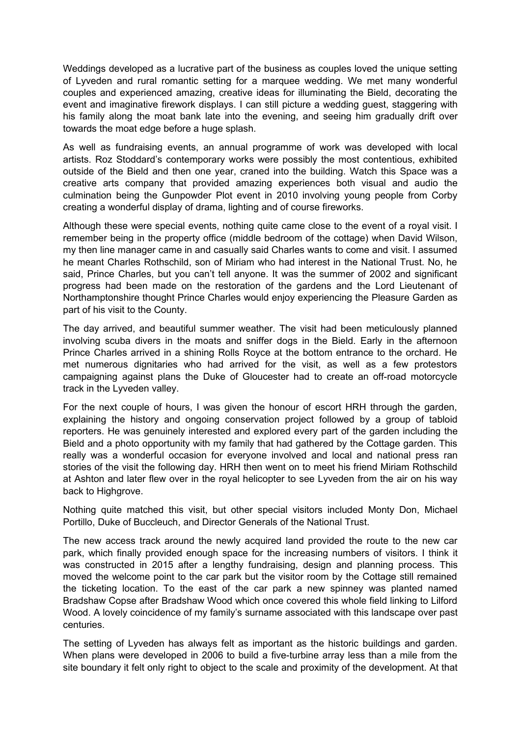Weddings developed as a lucrative part of the business as couples loved the unique setting of Lyveden and rural romantic setting for a marquee wedding. We met many wonderful couples and experienced amazing, creative ideas for illuminating the Bield, decorating the event and imaginative firework displays. I can still picture a wedding guest, staggering with his family along the moat bank late into the evening, and seeing him gradually drift over towards the moat edge before a huge splash.

As well as fundraising events, an annual programme of work was developed with local artists. Roz Stoddard's contemporary works were possibly the most contentious, exhibited outside of the Bield and then one year, craned into the building. Watch this Space was a creative arts company that provided amazing experiences both visual and audio the culmination being the Gunpowder Plot event in 2010 involving young people from Corby creating a wonderful display of drama, lighting and of course fireworks.

Although these were special events, nothing quite came close to the event of a royal visit. I remember being in the property office (middle bedroom of the cottage) when David Wilson, my then line manager came in and casually said Charles wants to come and visit. I assumed he meant Charles Rothschild, son of Miriam who had interest in the National Trust. No, he said, Prince Charles, but you can't tell anyone. It was the summer of 2002 and significant progress had been made on the restoration of the gardens and the Lord Lieutenant of Northamptonshire thought Prince Charles would enjoy experiencing the Pleasure Garden as part of his visit to the County.

The day arrived, and beautiful summer weather. The visit had been meticulously planned involving scuba divers in the moats and sniffer dogs in the Bield. Early in the afternoon Prince Charles arrived in a shining Rolls Royce at the bottom entrance to the orchard. He met numerous dignitaries who had arrived for the visit, as well as a few protestors campaigning against plans the Duke of Gloucester had to create an off-road motorcycle track in the Lyveden valley.

For the next couple of hours, I was given the honour of escort HRH through the garden, explaining the history and ongoing conservation project followed by a group of tabloid reporters. He was genuinely interested and explored every part of the garden including the Bield and a photo opportunity with my family that had gathered by the Cottage garden. This really was a wonderful occasion for everyone involved and local and national press ran stories of the visit the following day. HRH then went on to meet his friend Miriam Rothschild at Ashton and later flew over in the royal helicopter to see Lyveden from the air on his way back to Highgrove.

Nothing quite matched this visit, but other special visitors included Monty Don, Michael Portillo, Duke of Buccleuch, and Director Generals of the National Trust.

The new access track around the newly acquired land provided the route to the new car park, which finally provided enough space for the increasing numbers of visitors. I think it was constructed in 2015 after a lengthy fundraising, design and planning process. This moved the welcome point to the car park but the visitor room by the Cottage still remained the ticketing location. To the east of the car park a new spinney was planted named Bradshaw Copse after Bradshaw Wood which once covered this whole field linking to Lilford Wood. A lovely coincidence of my family's surname associated with this landscape over past centuries.

The setting of Lyveden has always felt as important as the historic buildings and garden. When plans were developed in 2006 to build a five-turbine array less than a mile from the site boundary it felt only right to object to the scale and proximity of the development. At that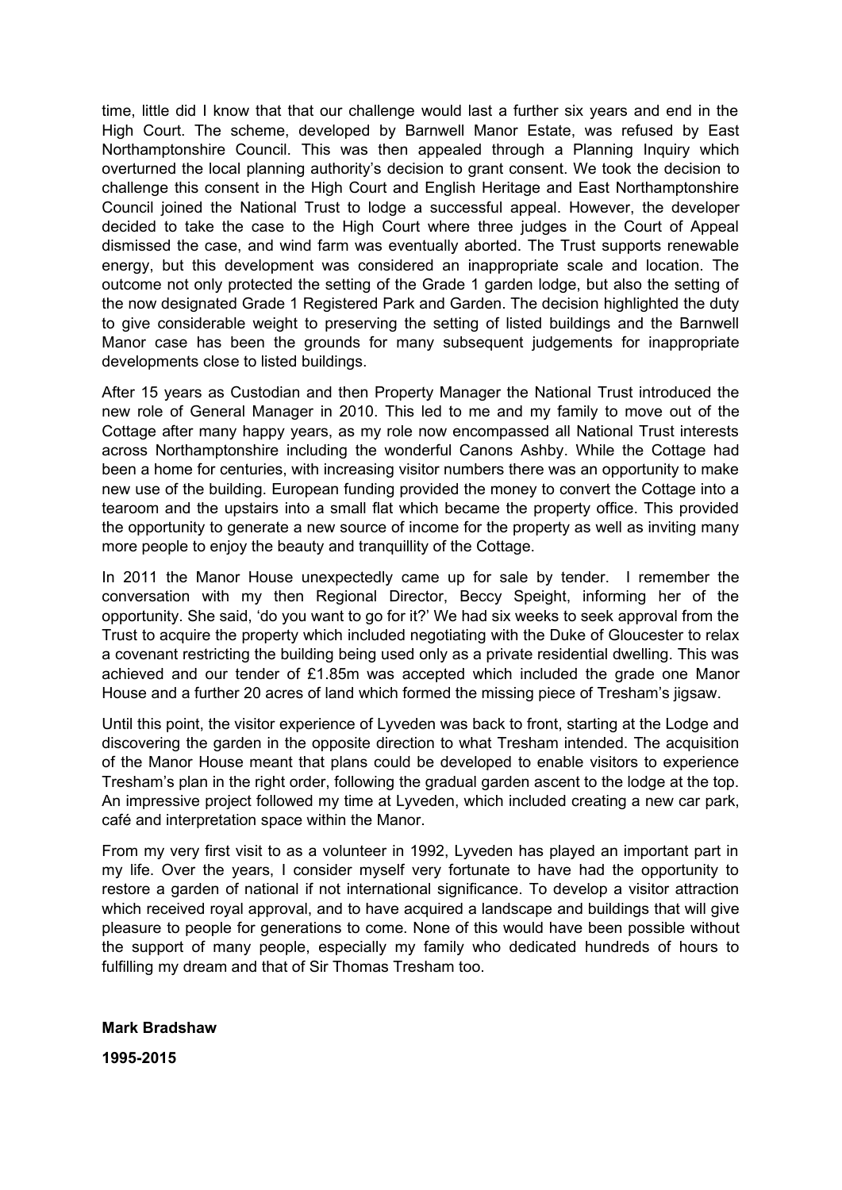time, little did I know that that our challenge would last a further six years and end in the High Court. The scheme, developed by Barnwell Manor Estate, was refused by East Northamptonshire Council. This was then appealed through a Planning Inquiry which overturned the local planning authority's decision to grant consent. We took the decision to challenge this consent in the High Court and English Heritage and East Northamptonshire Council joined the National Trust to lodge a successful appeal. However, the developer decided to take the case to the High Court where three judges in the Court of Appeal dismissed the case, and wind farm was eventually aborted. The Trust supports renewable energy, but this development was considered an inappropriate scale and location. The outcome not only protected the setting of the Grade 1 garden lodge, but also the setting of the now designated Grade 1 Registered Park and Garden. The decision highlighted the duty to give considerable weight to preserving the setting of listed buildings and the Barnwell Manor case has been the grounds for many subsequent judgements for inappropriate developments close to listed buildings.

After 15 years as Custodian and then Property Manager the National Trust introduced the new role of General Manager in 2010. This led to me and my family to move out of the Cottage after many happy years, as my role now encompassed all National Trust interests across Northamptonshire including the wonderful Canons Ashby. While the Cottage had been a home for centuries, with increasing visitor numbers there was an opportunity to make new use of the building. European funding provided the money to convert the Cottage into a tearoom and the upstairs into a small flat which became the property office. This provided the opportunity to generate a new source of income for the property as well as inviting many more people to enjoy the beauty and tranquillity of the Cottage.

In 2011 the Manor House unexpectedly came up for sale by tender. I remember the conversation with my then Regional Director, Beccy Speight, informing her of the opportunity. She said, 'do you want to go for it?' We had six weeks to seek approval from the Trust to acquire the property which included negotiating with the Duke of Gloucester to relax a covenant restricting the building being used only as a private residential dwelling. This was achieved and our tender of £1.85m was accepted which included the grade one Manor House and a further 20 acres of land which formed the missing piece of Tresham's jigsaw.

Until this point, the visitor experience of Lyveden was back to front, starting at the Lodge and discovering the garden in the opposite direction to what Tresham intended. The acquisition of the Manor House meant that plans could be developed to enable visitors to experience Tresham's plan in the right order, following the gradual garden ascent to the lodge at the top. An impressive project followed my time at Lyveden, which included creating a new car park, café and interpretation space within the Manor.

From my very first visit to as a volunteer in 1992, Lyveden has played an important part in my life. Over the years, I consider myself very fortunate to have had the opportunity to restore a garden of national if not international significance. To develop a visitor attraction which received royal approval, and to have acquired a landscape and buildings that will give pleasure to people for generations to come. None of this would have been possible without the support of many people, especially my family who dedicated hundreds of hours to fulfilling my dream and that of Sir Thomas Tresham too.

**Mark Bradshaw**

**1995-2015**